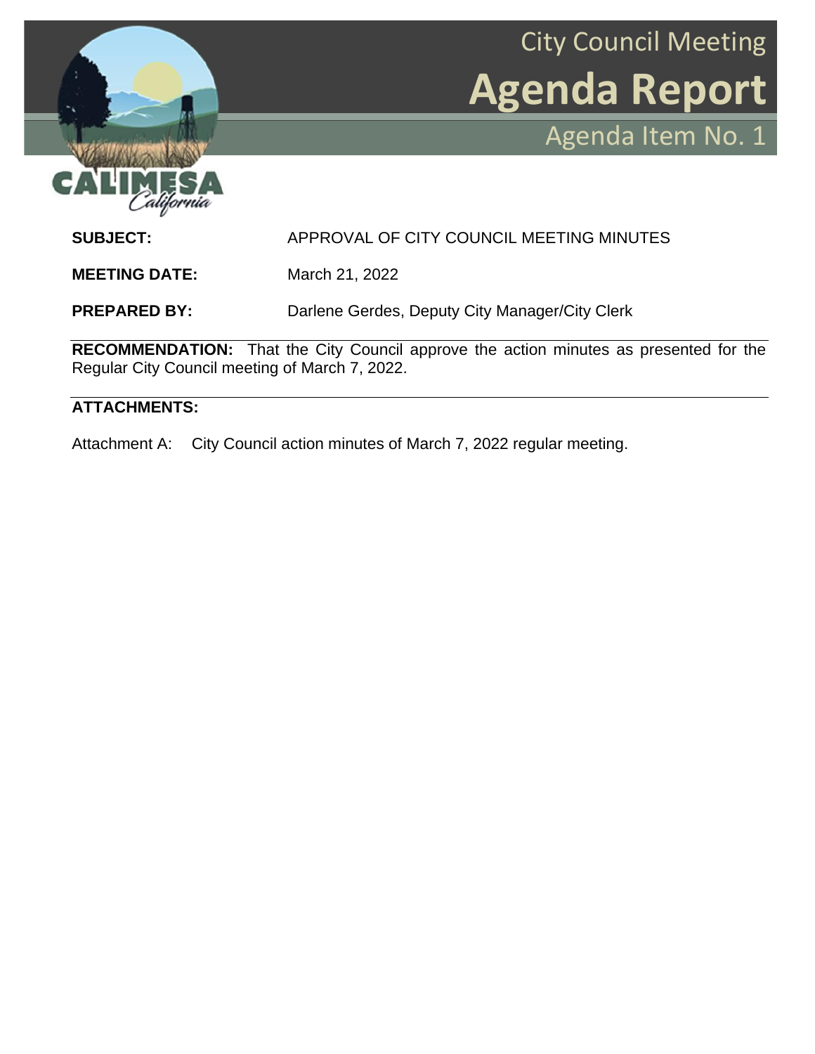# City Council Meeting

# Agenda Report

## Agenda Item No. 1

CALIMESA California

**SUBJECT:** APPROVAL OF CITY COUNCIL MEETING MINUTES

**MEETING DATE:** March 21, 2022

**PREPARED BY:** Darlene Gerdes, Deputy City Manager/City Clerk

---

**RECOMMENDATION:** That the City Council approve the action minutes as presented for the Regular City Council meeting of March 7, 2022.

---

**ATTACHMENTS:**

Attachment A: City Council action minutes of March 7, 2022 regular meeting.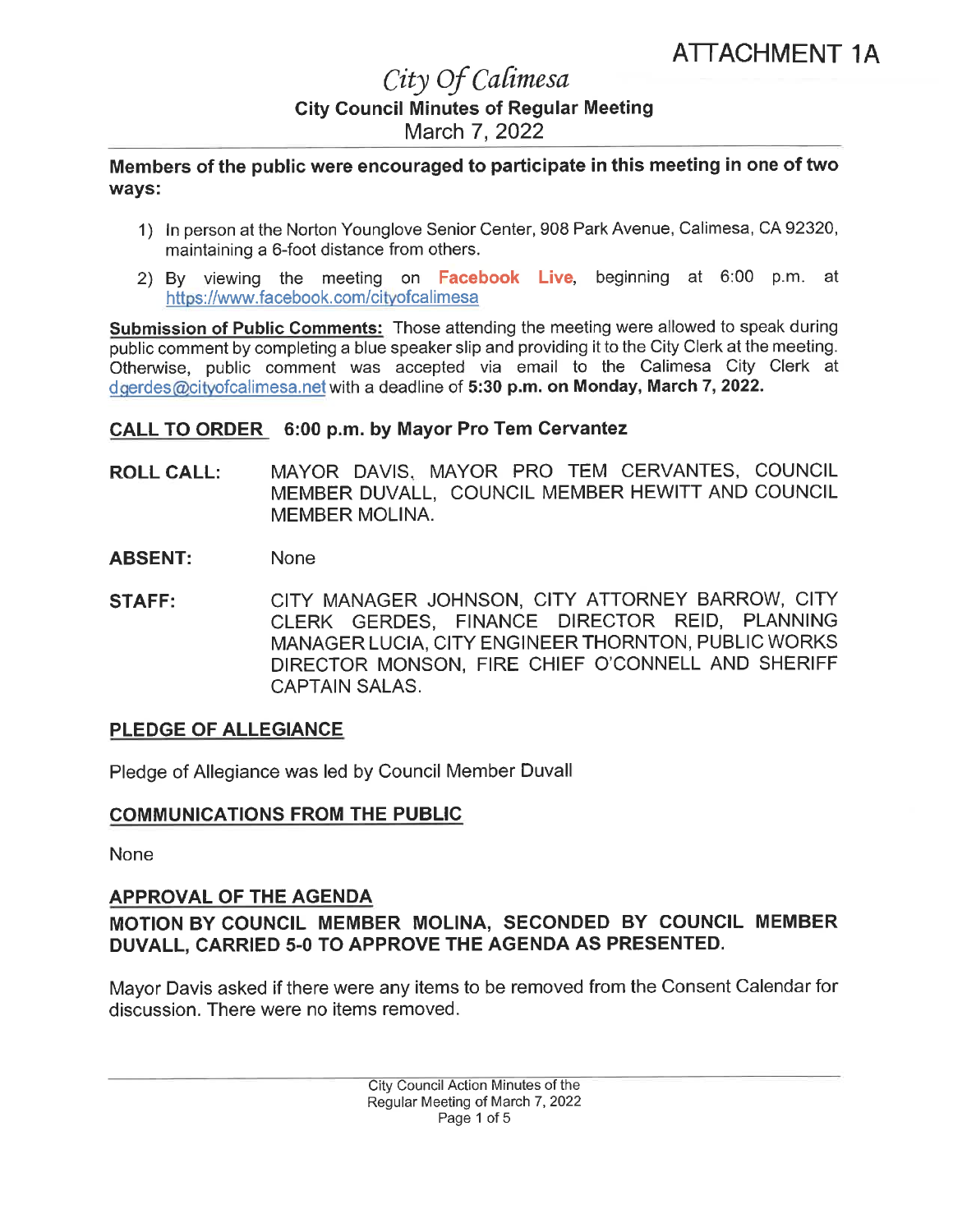ATTACHMENT 1A

# City Of Calimesa

## City Council Minutes of Regular Meeting

March 7, 2022

**Members of the public were encouraged to participate in this meeting in one of two ways:**

1) In person at the Norton Younglove Senior Center, 908 Park Avenue, Calimesa, CA 92320, maintaining a 6-foot distance from others.
2) By viewing the meeting on **Facebook Live**, beginning at 6:00 p.m. at https://www.facebook.com/cityofcalimesa

**Submission of Public Comments:** Those attending the meeting were allowed to speak during public comment by completing a blue speaker slip and providing it to the City Clerk at the meeting. Otherwise, public comment was accepted via email to the Calimesa City Clerk at dgerdes@cityofcalimesa.net with a deadline of **5:30 p.m. on Monday, March 7, 2022.**

**CALL TO ORDER 6:00 p.m. by Mayor Pro Tem Cervantez**

**ROLL CALL:** MAYOR DAVIS, MAYOR PRO TEM CERVANTES, COUNCIL MEMBER DUVALL, COUNCIL MEMBER HEWITT AND COUNCIL MEMBER MOLINA.

**ABSENT:** None

**STAFF:** CITY MANAGER JOHNSON, CITY ATTORNEY BARROW, CITY CLERK GERDES, FINANCE DIRECTOR REID, PLANNING MANAGER LUCIA, CITY ENGINEER THORNTON, PUBLIC WORKS DIRECTOR MONSON, FIRE CHIEF O'CONNELL AND SHERIFF CAPTAIN SALAS.

**PLEDGE OF ALLEGIANCE**

Pledge of Allegiance was led by Council Member Duvall

**COMMUNICATIONS FROM THE PUBLIC**

None

**APPROVAL OF THE AGENDA**

**MOTION BY COUNCIL MEMBER MOLINA, SECONDED BY COUNCIL MEMBER DUVALL, CARRIED 5-0 TO APPROVE THE AGENDA AS PRESENTED.**

Mayor Davis asked if there were any items to be removed from the Consent Calendar for discussion. There were no items removed.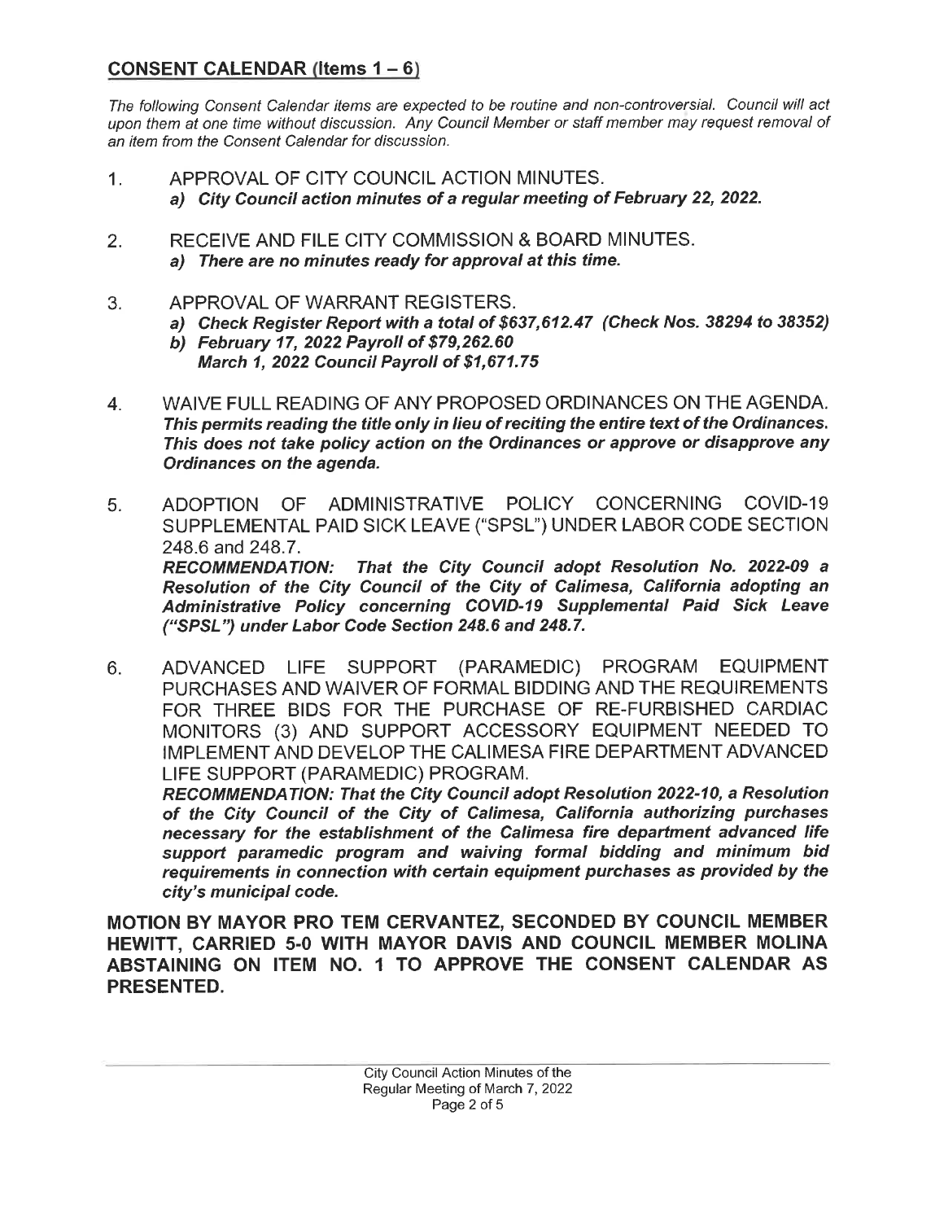## CONSENT CALENDAR (Items 1 – 6)

*The following Consent Calendar items are expected to be routine and non-controversial. Council will act upon them at one time without discussion. Any Council Member or staff member may request removal of an item from the Consent Calendar for discussion.*

1. APPROVAL OF CITY COUNCIL ACTION MINUTES.
   ***a) City Council action minutes of a regular meeting of February 22, 2022.***

2. RECEIVE AND FILE CITY COMMISSION & BOARD MINUTES.
   ***a) There are no minutes ready for approval at this time.***

3. APPROVAL OF WARRANT REGISTERS.
   ***a) Check Register Report with a total of $637,612.47 (Check Nos. 38294 to 38352)***
   ***b) February 17, 2022 Payroll of $79,262.60***
   ***March 1, 2022 Council Payroll of $1,671.75***

4. WAIVE FULL READING OF ANY PROPOSED ORDINANCES ON THE AGENDA.
   ***This permits reading the title only in lieu of reciting the entire text of the Ordinances. This does not take policy action on the Ordinances or approve or disapprove any Ordinances on the agenda.***

5. ADOPTION OF ADMINISTRATIVE POLICY CONCERNING COVID-19 SUPPLEMENTAL PAID SICK LEAVE ("SPSL") UNDER LABOR CODE SECTION 248.6 and 248.7.
   ***RECOMMENDATION: That the City Council adopt Resolution No. 2022-09 a Resolution of the City Council of the City of Calimesa, California adopting an Administrative Policy concerning COVID-19 Supplemental Paid Sick Leave ("SPSL") under Labor Code Section 248.6 and 248.7.***

6. ADVANCED LIFE SUPPORT (PARAMEDIC) PROGRAM EQUIPMENT PURCHASES AND WAIVER OF FORMAL BIDDING AND THE REQUIREMENTS FOR THREE BIDS FOR THE PURCHASE OF RE-FURBISHED CARDIAC MONITORS (3) AND SUPPORT ACCESSORY EQUIPMENT NEEDED TO IMPLEMENT AND DEVELOP THE CALIMESA FIRE DEPARTMENT ADVANCED LIFE SUPPORT (PARAMEDIC) PROGRAM.
   ***RECOMMENDATION: That the City Council adopt Resolution 2022-10, a Resolution of the City Council of the City of Calimesa, California authorizing purchases necessary for the establishment of the Calimesa fire department advanced life support paramedic program and waiving formal bidding and minimum bid requirements in connection with certain equipment purchases as provided by the city's municipal code.***

**MOTION BY MAYOR PRO TEM CERVANTEZ, SECONDED BY COUNCIL MEMBER HEWITT, CARRIED 5-0 WITH MAYOR DAVIS AND COUNCIL MEMBER MOLINA ABSTAINING ON ITEM NO. 1 TO APPROVE THE CONSENT CALENDAR AS PRESENTED.**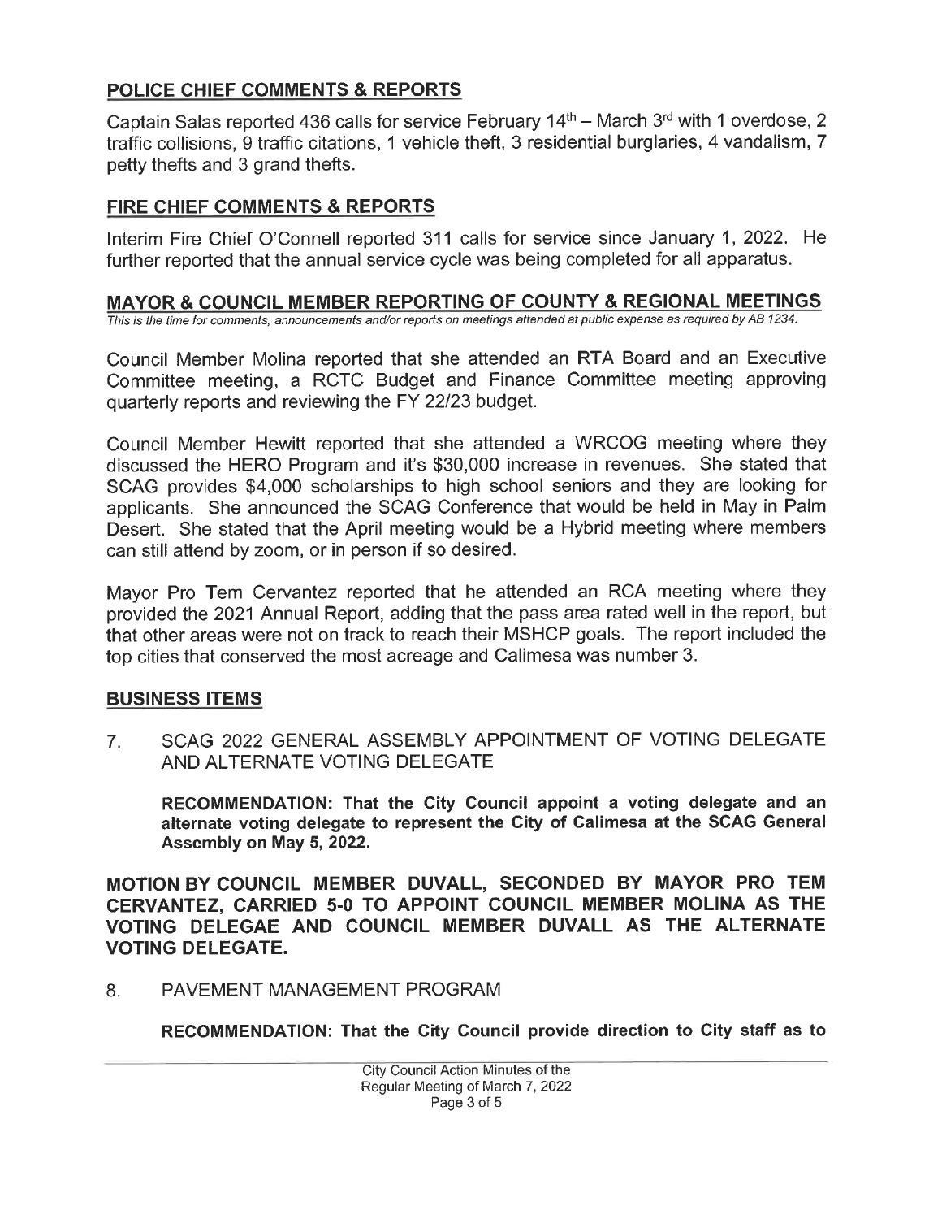## POLICE CHIEF COMMENTS & REPORTS

Captain Salas reported 436 calls for service February 14th – March 3rd with 1 overdose, 2 traffic collisions, 9 traffic citations, 1 vehicle theft, 3 residential burglaries, 4 vandalism, 7 petty thefts and 3 grand thefts.

## FIRE CHIEF COMMENTS & REPORTS

Interim Fire Chief O'Connell reported 311 calls for service since January 1, 2022. He further reported that the annual service cycle was being completed for all apparatus.

## MAYOR & COUNCIL MEMBER REPORTING OF COUNTY & REGIONAL MEETINGS

*This is the time for comments, announcements and/or reports on meetings attended at public expense as required by AB 1234.*

Council Member Molina reported that she attended an RTA Board and an Executive Committee meeting, a RCTC Budget and Finance Committee meeting approving quarterly reports and reviewing the FY 22/23 budget.

Council Member Hewitt reported that she attended a WRCOG meeting where they discussed the HERO Program and it's $30,000 increase in revenues. She stated that SCAG provides $4,000 scholarships to high school seniors and they are looking for applicants. She announced the SCAG Conference that would be held in May in Palm Desert. She stated that the April meeting would be a Hybrid meeting where members can still attend by zoom, or in person if so desired.

Mayor Pro Tem Cervantez reported that he attended an RCA meeting where they provided the 2021 Annual Report, adding that the pass area rated well in the report, but that other areas were not on track to reach their MSHCP goals. The report included the top cities that conserved the most acreage and Calimesa was number 3.

## BUSINESS ITEMS

7. SCAG 2022 GENERAL ASSEMBLY APPOINTMENT OF VOTING DELEGATE AND ALTERNATE VOTING DELEGATE

   **RECOMMENDATION: That the City Council appoint a voting delegate and an alternate voting delegate to represent the City of Calimesa at the SCAG General Assembly on May 5, 2022.**

**MOTION BY COUNCIL MEMBER DUVALL, SECONDED BY MAYOR PRO TEM CERVANTEZ, CARRIED 5-0 TO APPOINT COUNCIL MEMBER MOLINA AS THE VOTING DELEGAE AND COUNCIL MEMBER DUVALL AS THE ALTERNATE VOTING DELEGATE.**

8. PAVEMENT MANAGEMENT PROGRAM

   **RECOMMENDATION: That the City Council provide direction to City staff as to**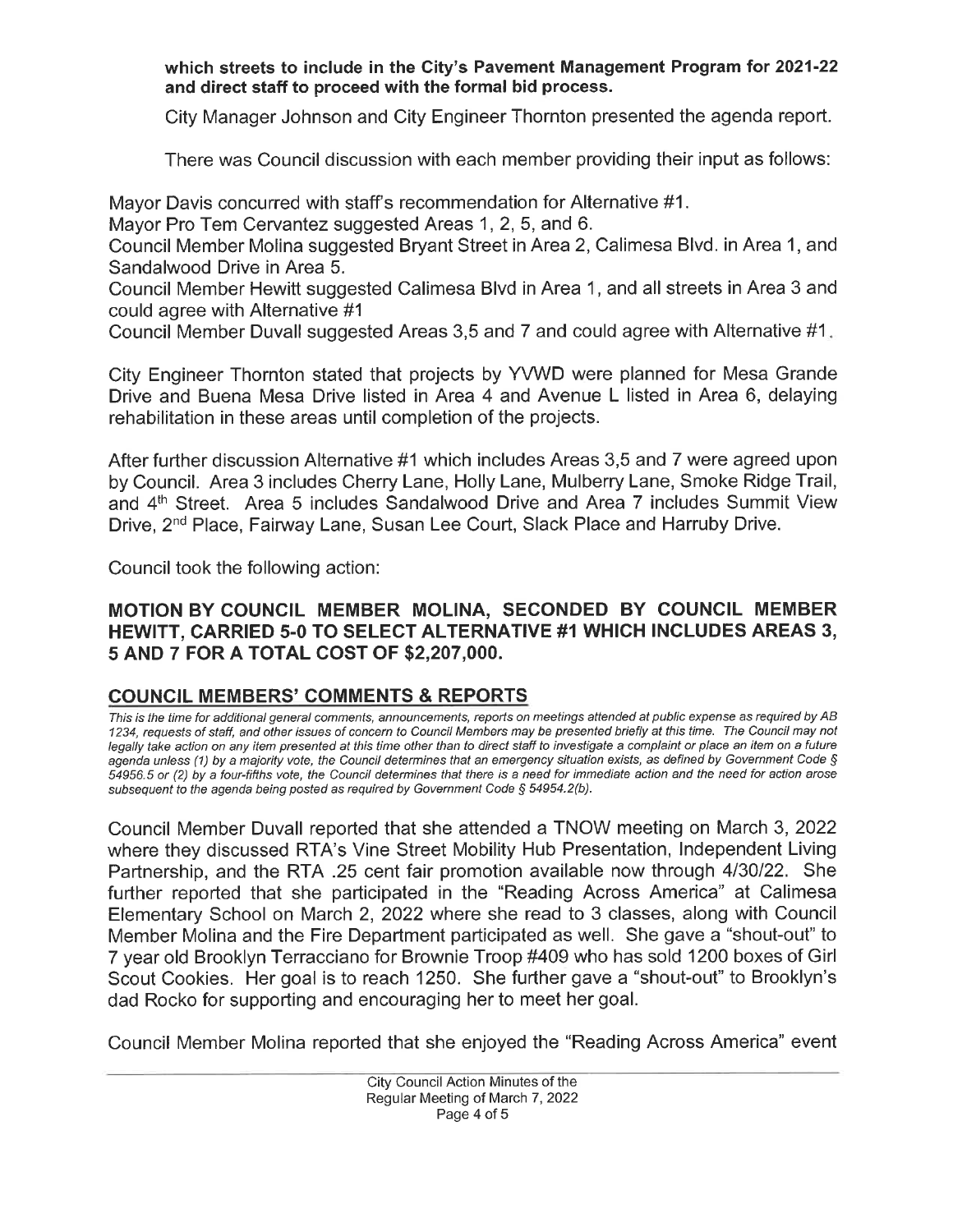**which streets to include in the City's Pavement Management Program for 2021-22 and direct staff to proceed with the formal bid process.**

City Manager Johnson and City Engineer Thornton presented the agenda report.

There was Council discussion with each member providing their input as follows:

Mayor Davis concurred with staff's recommendation for Alternative #1.
Mayor Pro Tem Cervantez suggested Areas 1, 2, 5, and 6.
Council Member Molina suggested Bryant Street in Area 2, Calimesa Blvd. in Area 1, and Sandalwood Drive in Area 5.
Council Member Hewitt suggested Calimesa Blvd in Area 1, and all streets in Area 3 and could agree with Alternative #1
Council Member Duvall suggested Areas 3,5 and 7 and could agree with Alternative #1.

City Engineer Thornton stated that projects by YVWD were planned for Mesa Grande Drive and Buena Mesa Drive listed in Area 4 and Avenue L listed in Area 6, delaying rehabilitation in these areas until completion of the projects.

After further discussion Alternative #1 which includes Areas 3,5 and 7 were agreed upon by Council. Area 3 includes Cherry Lane, Holly Lane, Mulberry Lane, Smoke Ridge Trail, and 4th Street. Area 5 includes Sandalwood Drive and Area 7 includes Summit View Drive, 2nd Place, Fairway Lane, Susan Lee Court, Slack Place and Harruby Drive.

Council took the following action:

**MOTION BY COUNCIL MEMBER MOLINA, SECONDED BY COUNCIL MEMBER HEWITT, CARRIED 5-0 TO SELECT ALTERNATIVE #1 WHICH INCLUDES AREAS 3, 5 AND 7 FOR A TOTAL COST OF $2,207,000.**

## COUNCIL MEMBERS' COMMENTS & REPORTS

*This is the time for additional general comments, announcements, reports on meetings attended at public expense as required by AB 1234, requests of staff, and other issues of concern to Council Members may be presented briefly at this time. The Council may not legally take action on any item presented at this time other than to direct staff to investigate a complaint or place an item on a future agenda unless (1) by a majority vote, the Council determines that an emergency situation exists, as defined by Government Code § 54956.5 or (2) by a four-fifths vote, the Council determines that there is a need for immediate action and the need for action arose subsequent to the agenda being posted as required by Government Code § 54954.2(b).*

Council Member Duvall reported that she attended a TNOW meeting on March 3, 2022 where they discussed RTA's Vine Street Mobility Hub Presentation, Independent Living Partnership, and the RTA .25 cent fair promotion available now through 4/30/22. She further reported that she participated in the "Reading Across America" at Calimesa Elementary School on March 2, 2022 where she read to 3 classes, along with Council Member Molina and the Fire Department participated as well. She gave a "shout-out" to 7 year old Brooklyn Terracciano for Brownie Troop #409 who has sold 1200 boxes of Girl Scout Cookies. Her goal is to reach 1250. She further gave a "shout-out" to Brooklyn's dad Rocko for supporting and encouraging her to meet her goal.

Council Member Molina reported that she enjoyed the "Reading Across America" event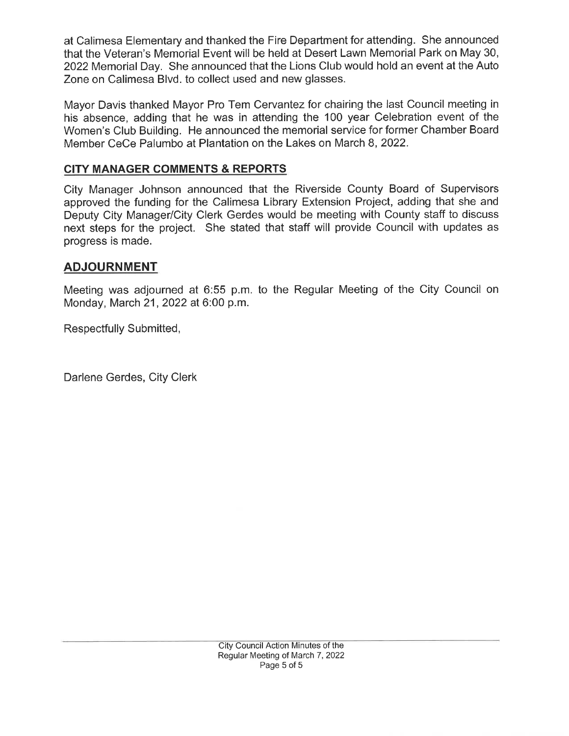at Calimesa Elementary and thanked the Fire Department for attending. She announced that the Veteran's Memorial Event will be held at Desert Lawn Memorial Park on May 30, 2022 Memorial Day. She announced that the Lions Club would hold an event at the Auto Zone on Calimesa Blvd. to collect used and new glasses.

Mayor Davis thanked Mayor Pro Tem Cervantez for chairing the last Council meeting in his absence, adding that he was in attending the 100 year Celebration event of the Women's Club Building. He announced the memorial service for former Chamber Board Member CeCe Palumbo at Plantation on the Lakes on March 8, 2022.

## CITY MANAGER COMMENTS & REPORTS

City Manager Johnson announced that the Riverside County Board of Supervisors approved the funding for the Calimesa Library Extension Project, adding that she and Deputy City Manager/City Clerk Gerdes would be meeting with County staff to discuss next steps for the project. She stated that staff will provide Council with updates as progress is made.

## ADJOURNMENT

Meeting was adjourned at 6:55 p.m. to the Regular Meeting of the City Council on Monday, March 21, 2022 at 6:00 p.m.

Respectfully Submitted,

Darlene Gerdes, City Clerk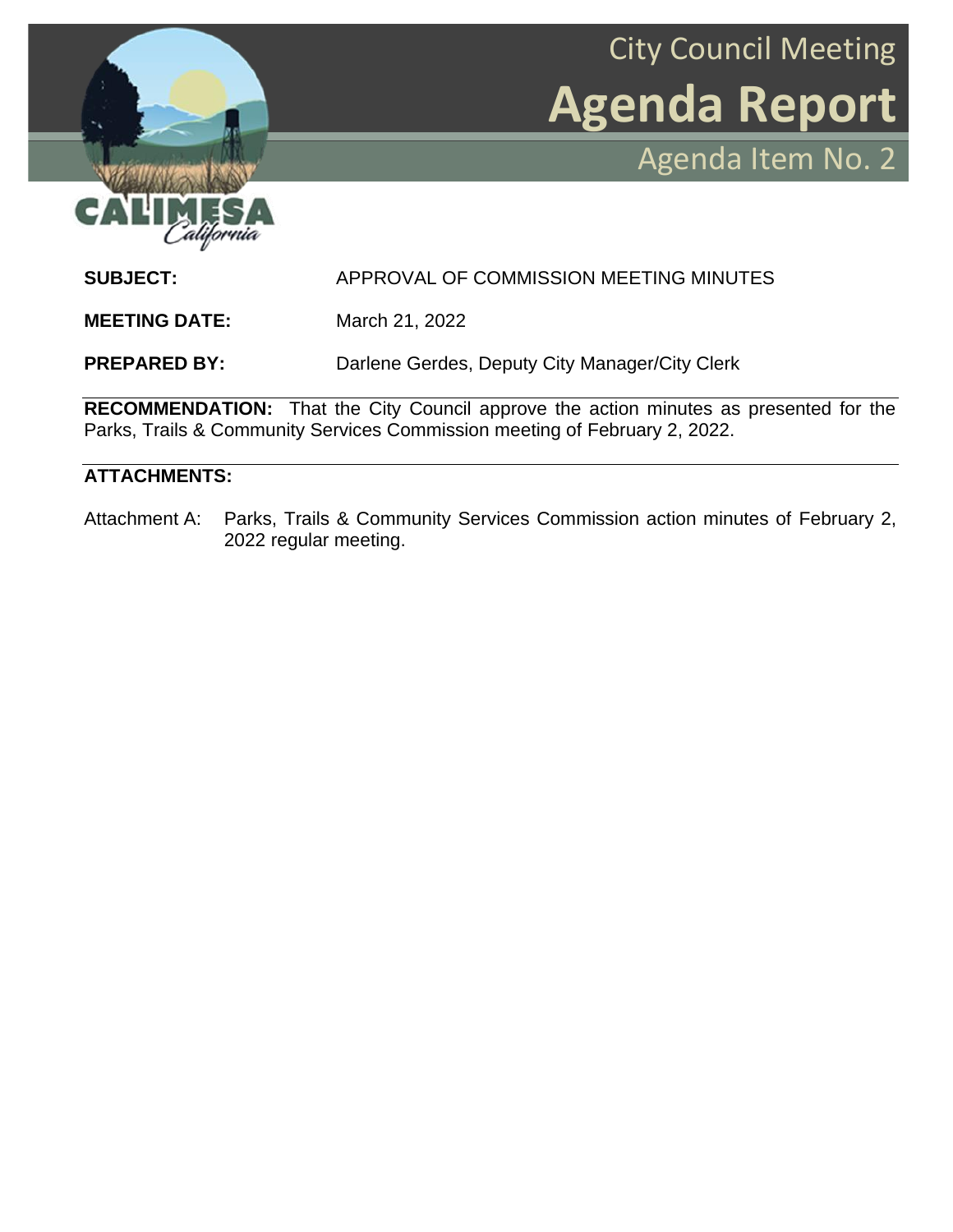# City Council Meeting

# Agenda Report

## Agenda Item No. 2

CALIMESA
California

**SUBJECT:** APPROVAL OF COMMISSION MEETING MINUTES

**MEETING DATE:** March 21, 2022

**PREPARED BY:** Darlene Gerdes, Deputy City Manager/City Clerk

**RECOMMENDATION:** That the City Council approve the action minutes as presented for the Parks, Trails & Community Services Commission meeting of February 2, 2022.

**ATTACHMENTS:**

Attachment A: Parks, Trails & Community Services Commission action minutes of February 2, 2022 regular meeting.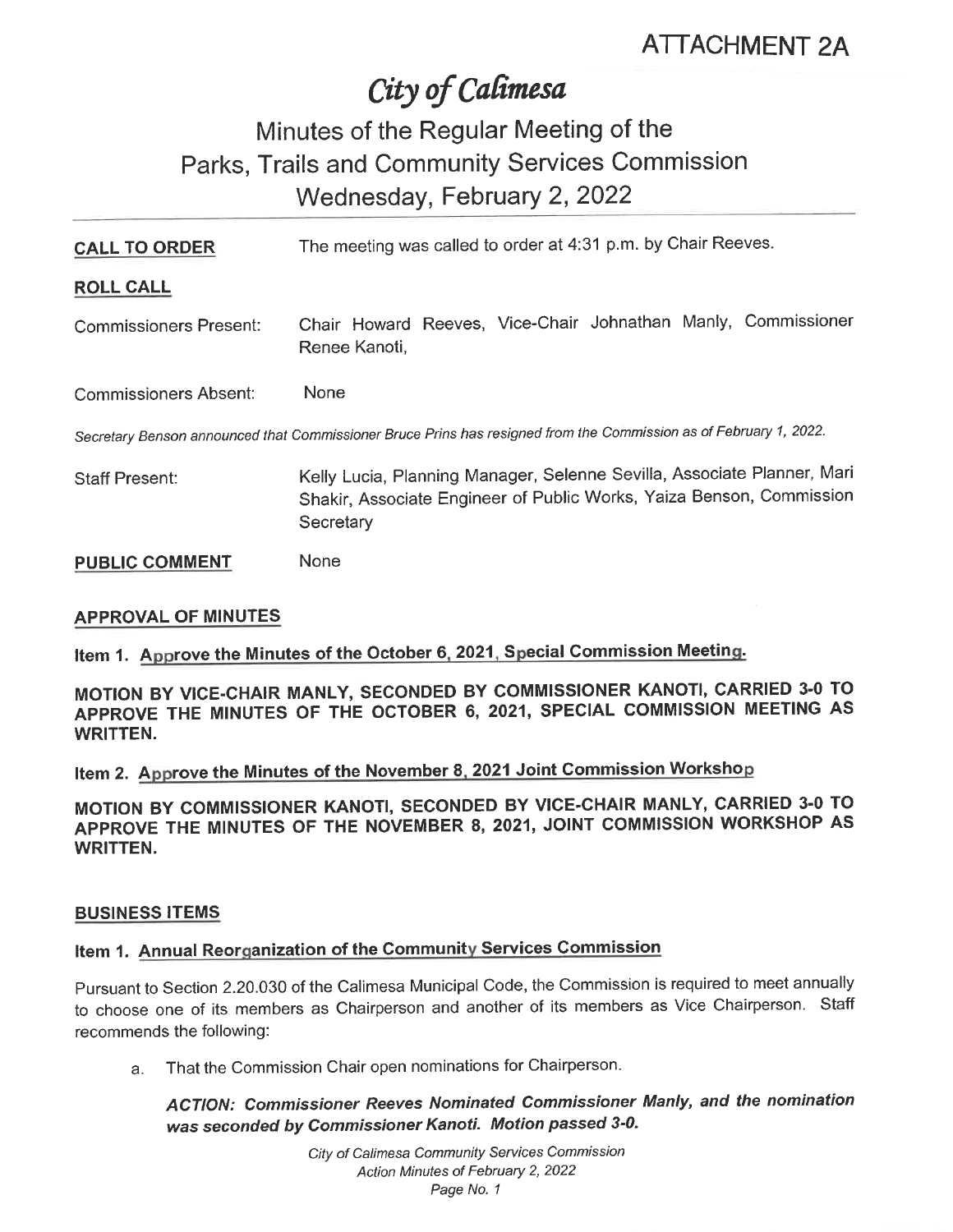ATTACHMENT 2A

# City of Calimesa

## Minutes of the Regular Meeting of the Parks, Trails and Community Services Commission Wednesday, February 2, 2022

**CALL TO ORDER** The meeting was called to order at 4:31 p.m. by Chair Reeves.

**ROLL CALL**

Commissioners Present: Chair Howard Reeves, Vice-Chair Johnathan Manly, Commissioner Renee Kanoti,

Commissioners Absent: None

*Secretary Benson announced that Commissioner Bruce Prins has resigned from the Commission as of February 1, 2022.*

Staff Present: Kelly Lucia, Planning Manager, Selenne Sevilla, Associate Planner, Mari Shakir, Associate Engineer of Public Works, Yaiza Benson, Commission Secretary

**PUBLIC COMMENT** None

**APPROVAL OF MINUTES**

**Item 1. Approve the Minutes of the October 6, 2021, Special Commission Meeting.**

**MOTION BY VICE-CHAIR MANLY, SECONDED BY COMMISSIONER KANOTI, CARRIED 3-0 TO APPROVE THE MINUTES OF THE OCTOBER 6, 2021, SPECIAL COMMISSION MEETING AS WRITTEN.**

**Item 2. Approve the Minutes of the November 8, 2021 Joint Commission Workshop**

**MOTION BY COMMISSIONER KANOTI, SECONDED BY VICE-CHAIR MANLY, CARRIED 3-0 TO APPROVE THE MINUTES OF THE NOVEMBER 8, 2021, JOINT COMMISSION WORKSHOP AS WRITTEN.**

**BUSINESS ITEMS**

**Item 1. Annual Reorganization of the Community Services Commission**

Pursuant to Section 2.20.030 of the Calimesa Municipal Code, the Commission is required to meet annually to choose one of its members as Chairperson and another of its members as Vice Chairperson. Staff recommends the following:

a. That the Commission Chair open nominations for Chairperson.

***ACTION: Commissioner Reeves Nominated Commissioner Manly, and the nomination was seconded by Commissioner Kanoti. Motion passed 3-0.***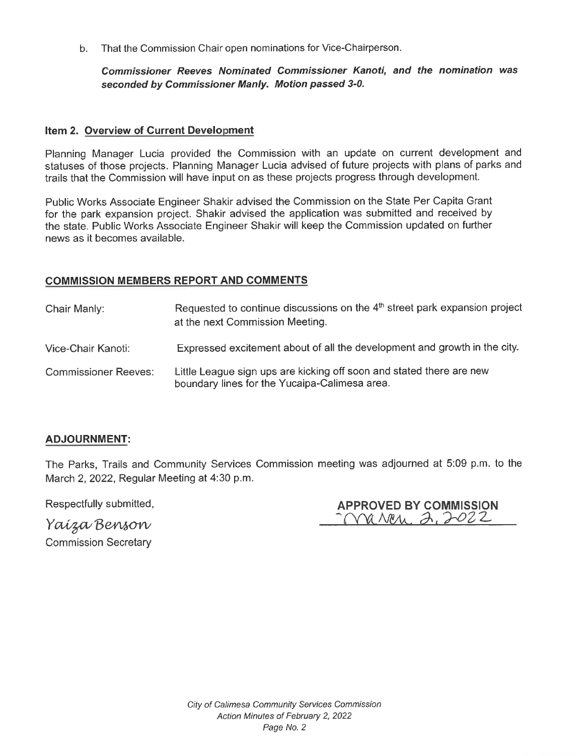b. That the Commission Chair open nominations for Vice-Chairperson.

***Commissioner Reeves Nominated Commissioner Kanoti, and the nomination was seconded by Commissioner Manly. Motion passed 3-0.***

### Item 2. Overview of Current Development

Planning Manager Lucia provided the Commission with an update on current development and statuses of those projects. Planning Manager Lucia advised of future projects with plans of parks and trails that the Commission will have input on as these projects progress through development.

Public Works Associate Engineer Shakir advised the Commission on the State Per Capita Grant for the park expansion project. Shakir advised the application was submitted and received by the state. Public Works Associate Engineer Shakir will keep the Commission updated on further news as it becomes available.

### COMMISSION MEMBERS REPORT AND COMMENTS

Chair Manly: Requested to continue discussions on the 4th street park expansion project at the next Commission Meeting.

Vice-Chair Kanoti: Expressed excitement about of all the development and growth in the city.

Commissioner Reeves: Little League sign ups are kicking off soon and stated there are new boundary lines for the Yucaipa-Calimesa area.

### ADJOURNMENT:

The Parks, Trails and Community Services Commission meeting was adjourned at 5:09 p.m. to the March 2, 2022, Regular Meeting at 4:30 p.m.

Respectfully submitted,

*Yaiza Benson*

Commission Secretary

**APPROVED BY COMMISSION**

March 2, 2022

*City of Calimesa Community Services Commission*
*Action Minutes of February 2, 2022*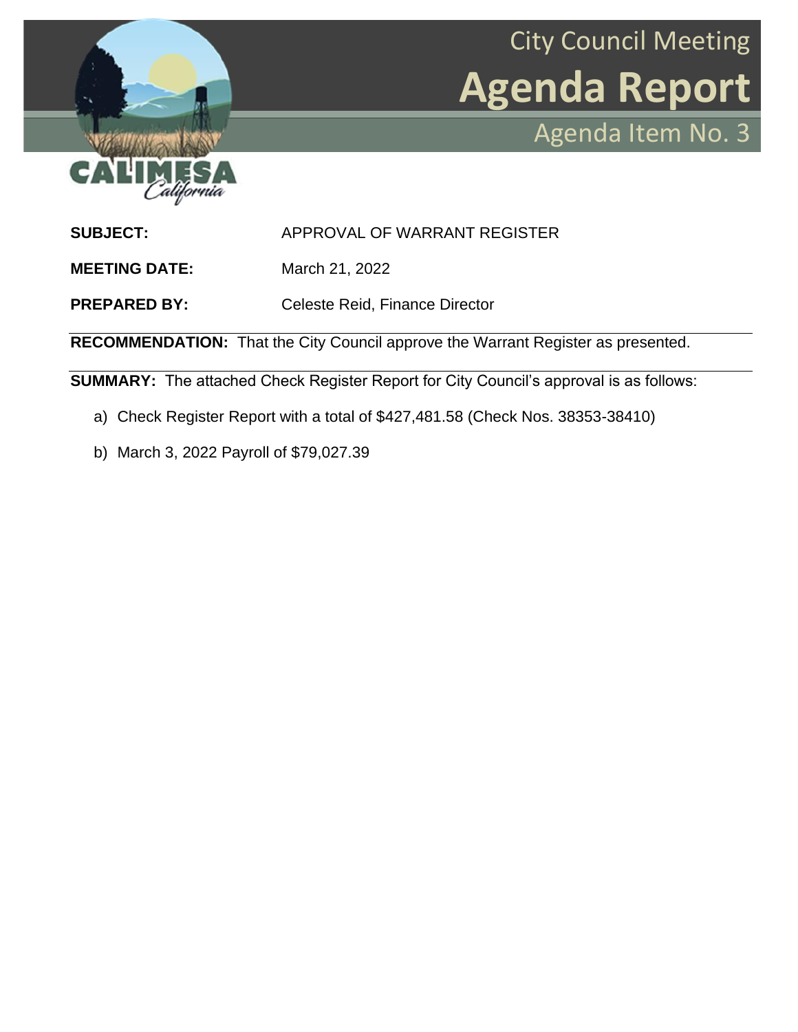City Council Meeting

# Agenda Report

Agenda Item No. 3

CALIMESA *California*

**SUBJECT:** APPROVAL OF WARRANT REGISTER

**MEETING DATE:** March 21, 2022

**PREPARED BY:** Celeste Reid, Finance Director

**RECOMMENDATION:** That the City Council approve the Warrant Register as presented.

**SUMMARY:** The attached Check Register Report for City Council's approval is as follows:

a) Check Register Report with a total of $427,481.58 (Check Nos. 38353-38410)

b) March 3, 2022 Payroll of $79,027.39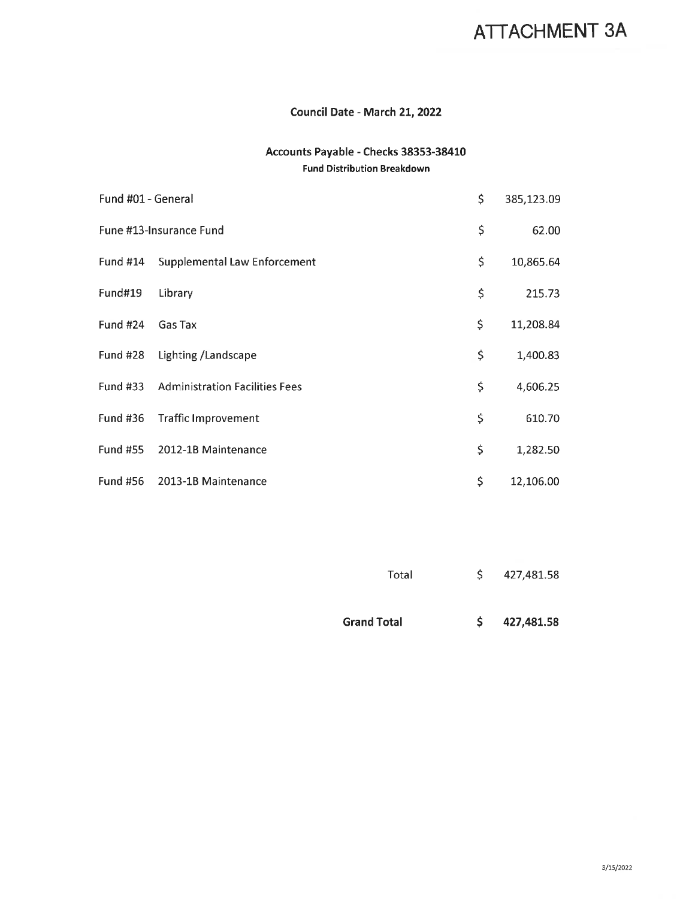# ATTACHMENT 3A

**Council Date - March 21, 2022**

**Accounts Payable - Checks 38353-38410**

**Fund Distribution Breakdown**

| Fund | Description | | Amount |
|---|---|---|---|
| Fund #01 - General | | $ | 385,123.09 |
| Fune #13-Insurance Fund | | $ | 62.00 |
| Fund #14 | Supplemental Law Enforcement | $ | 10,865.64 |
| Fund#19 | Library | $ | 215.73 |
| Fund #24 | Gas Tax | $ | 11,208.84 |
| Fund #28 | Lighting /Landscape | $ | 1,400.83 |
| Fund #33 | Administration Facilities Fees | $ | 4,606.25 |
| Fund #36 | Traffic Improvement | $ | 610.70 |
| Fund #55 | 2012-1B Maintenance | $ | 1,282.50 |
| Fund #56 | 2013-1B Maintenance | $ | 12,106.00 |
| | Total | $ | 427,481.58 |
| | **Grand Total** | **$** | **427,481.58** |

3/15/2022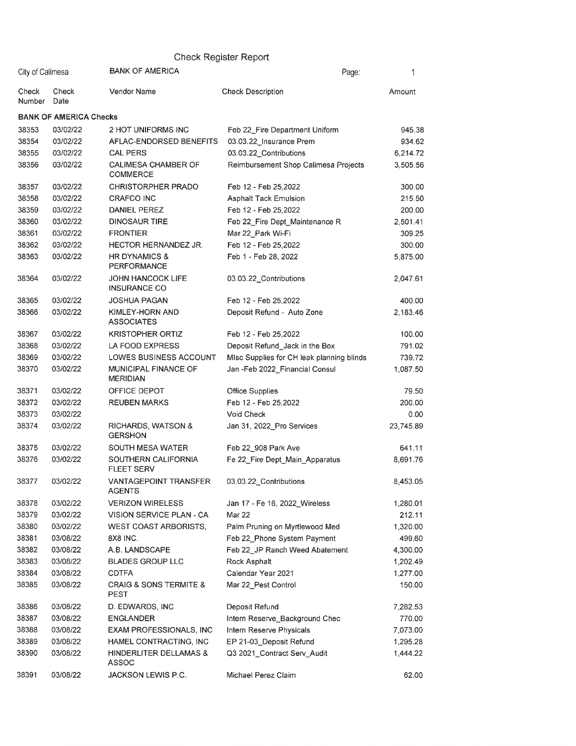# Check Register Report

City of Calimesa | BANK OF AMERICA

| Check Number | Check Date | Vendor Name | Check Description | Amount |
|---|---|---|---|---|
| **BANK OF AMERICA Checks** | | | | |
| 38353 | 03/02/22 | 2 HOT UNIFORMS INC | Feb 22_Fire Department Uniform | 945.38 |
| 38354 | 03/02/22 | AFLAC-ENDORSED BENEFITS | 03.03.22_Insurance Prem | 934.62 |
| 38355 | 03/02/22 | CAL PERS | 03.03.22_Contributions | 6,214.72 |
| 38356 | 03/02/22 | CALIMESA CHAMBER OF COMMERCE | Reimbursement Shop Calimesa Projects | 3,505.56 |
| 38357 | 03/02/22 | CHRISTORPHER PRADO | Feb 12 - Feb 25,2022 | 300.00 |
| 38358 | 03/02/22 | CRAFCO INC | Asphalt Tack Emulsion | 215.50 |
| 38359 | 03/02/22 | DANIEL PEREZ | Feb 12 - Feb 25,2022 | 200.00 |
| 38360 | 03/02/22 | DINOSAUR TIRE | Feb 22_Fire Dept_Maintenance R | 2,501.41 |
| 38361 | 03/02/22 | FRONTIER | Mar 22_Park Wi-Fi | 309.25 |
| 38362 | 03/02/22 | HECTOR HERNANDEZ JR. | Feb 12 - Feb 25,2022 | 300.00 |
| 38363 | 03/02/22 | HR DYNAMICS & PERFORMANCE | Feb 1 - Feb 28, 2022 | 5,875.00 |
| 38364 | 03/02/22 | JOHN HANCOCK LIFE INSURANCE CO | 03.03.22_Contributions | 2,047.61 |
| 38365 | 03/02/22 | JOSHUA PAGAN | Feb 12 - Feb 25,2022 | 400.00 |
| 38366 | 03/02/22 | KIMLEY-HORN AND ASSOCIATES | Deposit Refund - Auto Zone | 2,183.46 |
| 38367 | 03/02/22 | KRISTOPHER ORTIZ | Feb 12 - Feb 25,2022 | 100.00 |
| 38368 | 03/02/22 | LA FOOD EXPRESS | Deposit Refund_Jack in the Box | 791.02 |
| 38369 | 03/02/22 | LOWES BUSINESS ACCOUNT | MIsc Supplies for CH leak planning blinds | 739.72 |
| 38370 | 03/02/22 | MUNICIPAL FINANCE OF MERIDIAN | Jan -Feb 2022_Financial Consul | 1,087.50 |
| 38371 | 03/02/22 | OFFICE DEPOT | Office Supplies | 79.50 |
| 38372 | 03/02/22 | REUBEN MARKS | Feb 12 - Feb 25,2022 | 200.00 |
| 38373 | 03/02/22 | | Void Check | 0.00 |
| 38374 | 03/02/22 | RICHARDS, WATSON & GERSHON | Jan 31, 2022_Pro Services | 23,745.89 |
| 38375 | 03/02/22 | SOUTH MESA WATER | Feb 22_908 Park Ave | 641.11 |
| 38376 | 03/02/22 | SOUTHERN CALIFORNIA FLEET SERV | Fe 22_Fire Dept_Main_Apparatus | 8,691.76 |
| 38377 | 03/02/22 | VANTAGEPOINT TRANSFER AGENTS | 03.03.22_Contributions | 8,453.05 |
| 38378 | 03/02/22 | VERIZON WIRELESS | Jan 17 - Fe 16, 2022_Wireless | 1,280.01 |
| 38379 | 03/02/22 | VISION SERVICE PLAN - CA | Mar 22 | 212.11 |
| 38380 | 03/02/22 | WEST COAST ARBORISTS, | Palm Pruning on Myrtlewood Med | 1,320.00 |
| 38381 | 03/08/22 | 8X8 INC. | Feb 22_Phone System Payment | 499.60 |
| 38382 | 03/08/22 | A.B. LANDSCAPE | Feb 22_JP Ranch Weed Abatement | 4,300.00 |
| 38383 | 03/08/22 | BLADES GROUP LLC | Rock Asphalt | 1,202.49 |
| 38384 | 03/08/22 | CDTFA | Calendar Year 2021 | 1,277.00 |
| 38385 | 03/08/22 | CRAIG & SONS TERMITE & PEST | Mar 22_Pest Control | 150.00 |
| 38386 | 03/08/22 | D. EDWARDS, INC | Deposit Refund | 7,282.53 |
| 38387 | 03/08/22 | ENGLANDER | Intern Reserve_Background Chec | 770.00 |
| 38388 | 03/08/22 | EXAM PROFESSIONALS, INC | Intern Reserve Physicals | 7,073.00 |
| 38389 | 03/08/22 | HAMEL CONTRACTING, INC | EP 21-03_Deposit Refund | 1,295.28 |
| 38390 | 03/08/22 | HINDERLITER DELLAMAS & ASSOC | Q3 2021_Contract Serv_Audit | 1,444.22 |
| 38391 | 03/08/22 | JACKSON LEWIS P.C. | Michael Perez Claim | 62.00 |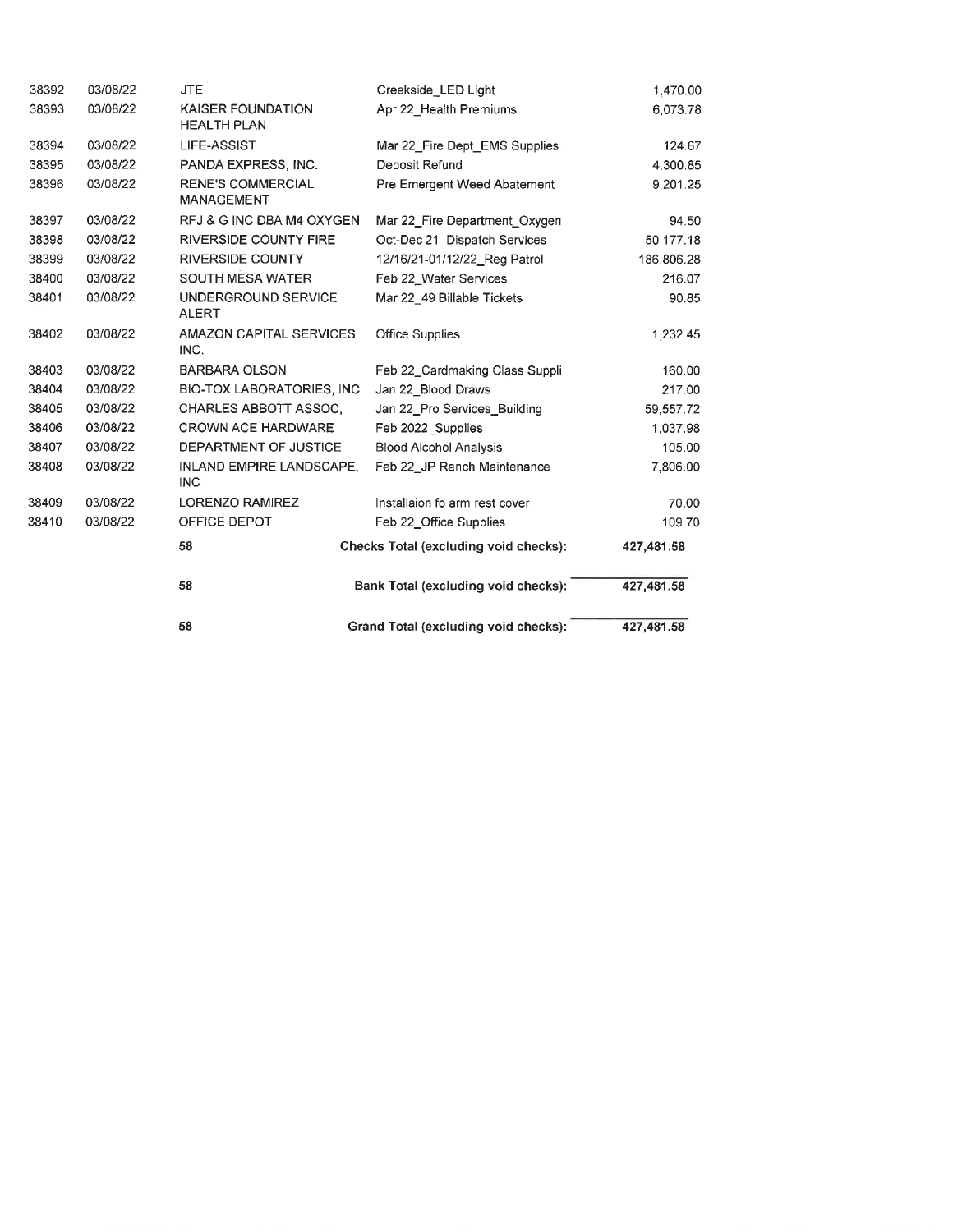| | | | | |
|---|---|---|---|---|
| 38392 | 03/08/22 | JTE | Creekside_LED Light | 1,470.00 |
| 38393 | 03/08/22 | KAISER FOUNDATION HEALTH PLAN | Apr 22_Health Premiums | 6,073.78 |
| 38394 | 03/08/22 | LIFE-ASSIST | Mar 22_Fire Dept_EMS Supplies | 124.67 |
| 38395 | 03/08/22 | PANDA EXPRESS, INC. | Deposit Refund | 4,300.85 |
| 38396 | 03/08/22 | RENE'S COMMERCIAL MANAGEMENT | Pre Emergent Weed Abatement | 9,201.25 |
| 38397 | 03/08/22 | RFJ & G INC DBA M4 OXYGEN | Mar 22_Fire Department_Oxygen | 94.50 |
| 38398 | 03/08/22 | RIVERSIDE COUNTY FIRE | Oct-Dec 21_Dispatch Services | 50,177.18 |
| 38399 | 03/08/22 | RIVERSIDE COUNTY | 12/16/21-01/12/22_Reg Patrol | 186,806.28 |
| 38400 | 03/08/22 | SOUTH MESA WATER | Feb 22_Water Services | 216.07 |
| 38401 | 03/08/22 | UNDERGROUND SERVICE ALERT | Mar 22_49 Billable Tickets | 90.85 |
| 38402 | 03/08/22 | AMAZON CAPITAL SERVICES INC. | Office Supplies | 1,232.45 |
| 38403 | 03/08/22 | BARBARA OLSON | Feb 22_Cardmaking Class Suppli | 160.00 |
| 38404 | 03/08/22 | BIO-TOX LABORATORIES, INC | Jan 22_Blood Draws | 217.00 |
| 38405 | 03/08/22 | CHARLES ABBOTT ASSOC, | Jan 22_Pro Services_Building | 59,557.72 |
| 38406 | 03/08/22 | CROWN ACE HARDWARE | Feb 2022_Supplies | 1,037.98 |
| 38407 | 03/08/22 | DEPARTMENT OF JUSTICE | Blood Alcohol Analysis | 105.00 |
| 38408 | 03/08/22 | INLAND EMPIRE LANDSCAPE, INC | Feb 22_JP Ranch Maintenance | 7,806.00 |
| 38409 | 03/08/22 | LORENZO RAMIREZ | Installaion fo arm rest cover | 70.00 |
| 38410 | 03/08/22 | OFFICE DEPOT | Feb 22_Office Supplies | 109.70 |
| | | **58** | **Checks Total (excluding void checks):** | **427,481.58** |
| | | **58** | **Bank Total (excluding void checks):** | **427,481.58** |
| | | **58** | **Grand Total (excluding void checks):** | **427,481.58** |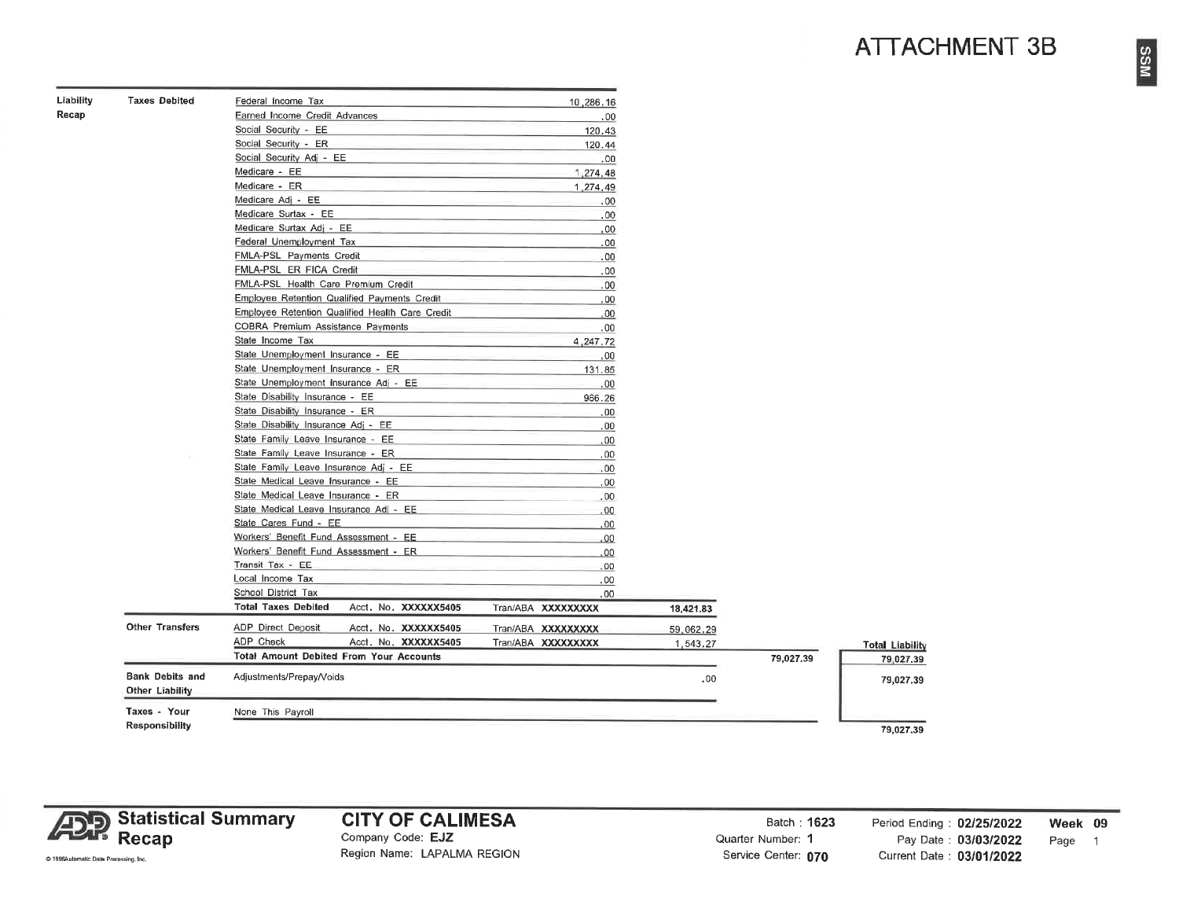# ATTACHMENT 3B

| Liability Recap | Taxes Debited | | | | | |
|---|---|---|---|---|---|---|
| | Federal Income Tax | 10,286.16 | | | | |
| | Earned Income Credit Advances | .00 | | | | |
| | Social Security - EE | 120.43 | | | | |
| | Social Security - ER | 120.44 | | | | |
| | Social Security Adj - EE | .00 | | | | |
| | Medicare - EE | 1,274.48 | | | | |
| | Medicare - ER | 1,274.49 | | | | |
| | Medicare Adj - EE | .00 | | | | |
| | Medicare Surtax - EE | .00 | | | | |
| | Medicare Surtax Adj - EE | .00 | | | | |
| | Federal Unemployment Tax | .00 | | | | |
| | FMLA-PSL Payments Credit | .00 | | | | |
| | FMLA-PSL ER FICA Credit | .00 | | | | |
| | FMLA-PSL Health Care Premium Credit | .00 | | | | |
| | Employee Retention Qualified Payments Credit | .00 | | | | |
| | Employee Retention Qualified Health Care Credit | .00 | | | | |
| | COBRA Premium Assistance Payments | .00 | | | | |
| | State Income Tax | 4,247.72 | | | | |
| | State Unemployment Insurance - EE | .00 | | | | |
| | State Unemployment Insurance - ER | 131.85 | | | | |
| | State Unemployment Insurance Adj - EE | .00 | | | | |
| | State Disability Insurance - EE | 966.26 | | | | |
| | State Disability Insurance - ER | .00 | | | | |
| | State Disability Insurance Adj - EE | .00 | | | | |
| | State Family Leave Insurance - EE | .00 | | | | |
| | State Family Leave Insurance - ER | .00 | | | | |
| | State Family Leave Insurance Adj - EE | .00 | | | | |
| | State Medical Leave Insurance - EE | .00 | | | | |
| | State Medical Leave Insurance - ER | .00 | | | | |
| | State Medical Leave Insurance Adj - EE | .00 | | | | |
| | State Cares Fund - EE | .00 | | | | |
| | Workers' Benefit Fund Assessment - EE | .00 | | | | |
| | Workers' Benefit Fund Assessment - ER | .00 | | | | |
| | Transit Tax - EE | .00 | | | | |
| | Local Income Tax | .00 | | | | |
| | School District Tax | .00 | | | | |
| | **Total Taxes Debited** Acct. No. XXXXXX5405 | Tran/ABA XXXXXXXXX | 18,421.83 | | | |
| Other Transfers | ADP Direct Deposit Acct. No. XXXXXX5405 | Tran/ABA XXXXXXXXX | 59,062.29 | | | **Total Liability** |
| | ADP Check Acct. No. XXXXXX5405 | Tran/ABA XXXXXXXXX | 1,543.27 | | | |
| | **Total Amount Debited From Your Accounts** | | | 79,027.39 | | 79,027.39 |
| Bank Debits and Other Liability | Adjustments/Prepay/Voids | | .00 | | | 79,027.39 |
| Taxes - Your Responsibility | None This Payroll | | | | | |
| | | | | | | 79,027.39 |

**Statistical Summary Recap**

**CITY OF CALIMESA**
Company Code: **EJZ**
Region Name: LAPALMA REGION

Batch : **1623**
Quarter Number: **1**
Service Center: **070**

Period Ending : **02/25/2022**
Pay Date : **03/03/2022**
Current Date : **03/01/2022**

**Week 09**
Page 1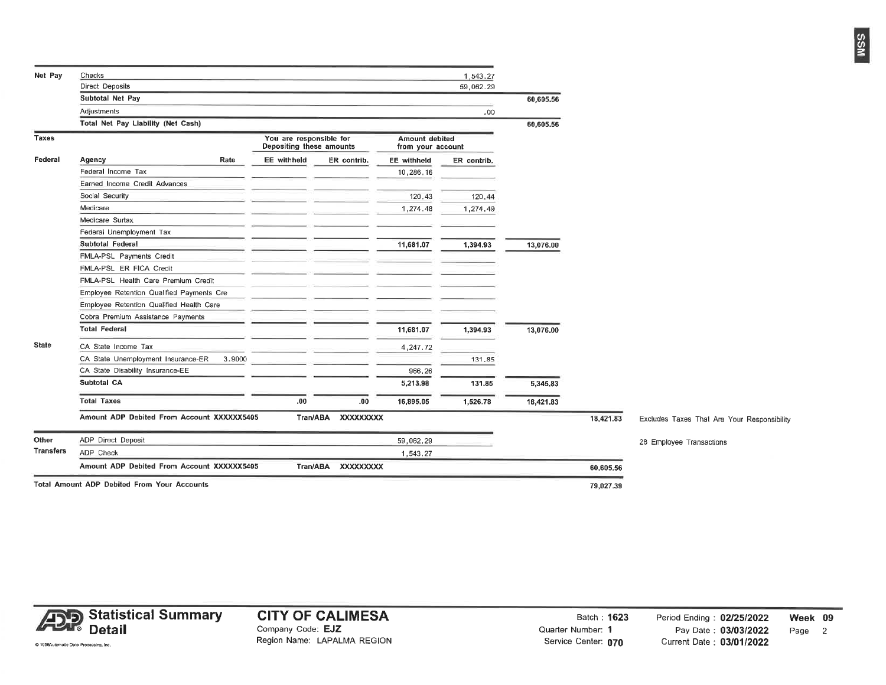| | | | | | | | | |
|---|---|---|---|---|---|---|---|---|
| **Net Pay** | Checks | | | | | 1,543.27 | | |
| | Direct Deposits | | | | | 59,062.29 | | |
| | **Subtotal Net Pay** | | | | | | **60,605.56** | |
| | Adjustments | | | | | .00 | | |
| | **Total Net Pay Liability (Net Cash)** | | | | | | **60,605.56** | |
| **Taxes** | | | You are responsible for Depositing these amounts | | Amount debited from your account | | | |
| **Federal** | Agency | Rate | EE withheld | ER contrib. | EE withheld | ER contrib. | | |
| | Federal Income Tax | | | | 10,286.16 | | | |
| | Earned Income Credit Advances | | | | | | | |
| | Social Security | | | | 120.43 | 120.44 | | |
| | Medicare | | | | 1,274.48 | 1,274.49 | | |
| | Medicare Surtax | | | | | | | |
| | Federal Unemployment Tax | | | | | | | |
| | **Subtotal Federal** | | | | **11,681.07** | **1,394.93** | **13,076.00** | |
| | FMLA-PSL Payments Credit | | | | | | | |
| | FMLA-PSL ER FICA Credit | | | | | | | |
| | FMLA-PSL Health Care Premium Credit | | | | | | | |
| | Employee Retention Qualified Payments Cre | | | | | | | |
| | Employee Retention Qualified Health Care | | | | | | | |
| | Cobra Premium Assistance Payments | | | | | | | |
| | **Total Federal** | | | | **11,681.07** | **1,394.93** | **13,076.00** | |
| **State** | CA State Income Tax | | | | 4,247.72 | | | |
| | CA State Unemployment Insurance-ER | 3.9000 | | | | 131.85 | | |
| | CA State Disability Insurance-EE | | | | 966.26 | | | |
| | **Subtotal CA** | | | | **5,213.98** | **131.85** | **5,345.83** | |
| | **Total Taxes** | | **.00** | **.00** | **16,895.05** | **1,526.78** | **18,421.83** | |
| | **Amount ADP Debited From Account XXXXXX5405** | | **Tran/ABA** | **XXXXXXXXX** | | | | **18,421.83** |
| **Other Transfers** | ADP Direct Deposit | | | | 59,062.29 | | | |
| | ADP Check | | | | 1,543.27 | | | |
| | **Amount ADP Debited From Account XXXXXX5405** | | **Tran/ABA** | **XXXXXXXXX** | | | | **60,605.56** |
| **Total Amount ADP Debited From Your Accounts** | | | | | | | | **79,027.39** |

Excludes Taxes That Are Your Responsibility

28 Employee Transactions

**Statistical Summary Detail**

**CITY OF CALIMESA**
Company Code: **EJZ**
Region Name: LAPALMA REGION

Batch : **1623**
Quarter Number: **1**
Service Center: **070**

Period Ending : **02/25/2022**
Pay Date : **03/03/2022**
Current Date : **03/01/2022**

**Week 09**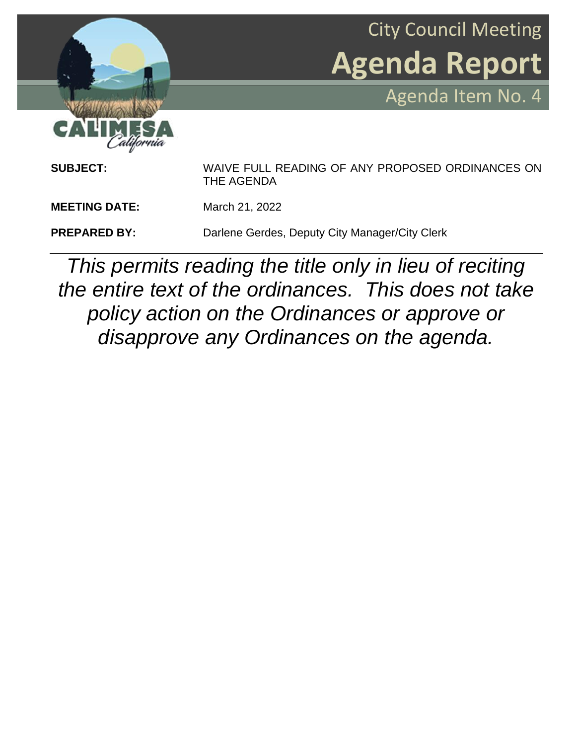City Council Meeting

# Agenda Report

Agenda Item No. 4

CALIMESA
*California*

**SUBJECT:** WAIVE FULL READING OF ANY PROPOSED ORDINANCES ON THE AGENDA

**MEETING DATE:** March 21, 2022

**PREPARED BY:** Darlene Gerdes, Deputy City Manager/City Clerk

---

*This permits reading the title only in lieu of reciting the entire text of the ordinances. This does not take policy action on the Ordinances or approve or disapprove any Ordinances on the agenda.*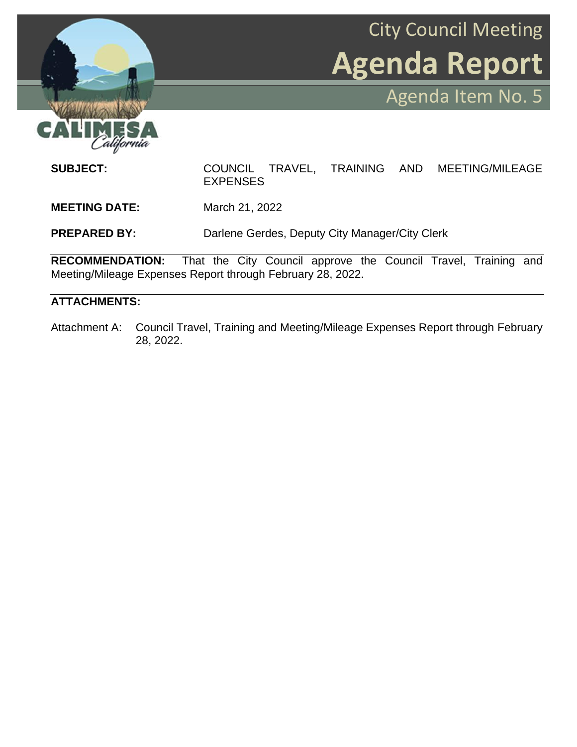# City Council Meeting

# Agenda Report

## Agenda Item No. 5

**SUBJECT:** COUNCIL TRAVEL, TRAINING AND MEETING/MILEAGE EXPENSES

**MEETING DATE:** March 21, 2022

**PREPARED BY:** Darlene Gerdes, Deputy City Manager/City Clerk

**RECOMMENDATION:** That the City Council approve the Council Travel, Training and Meeting/Mileage Expenses Report through February 28, 2022.

**ATTACHMENTS:**

Attachment A: Council Travel, Training and Meeting/Mileage Expenses Report through February 28, 2022.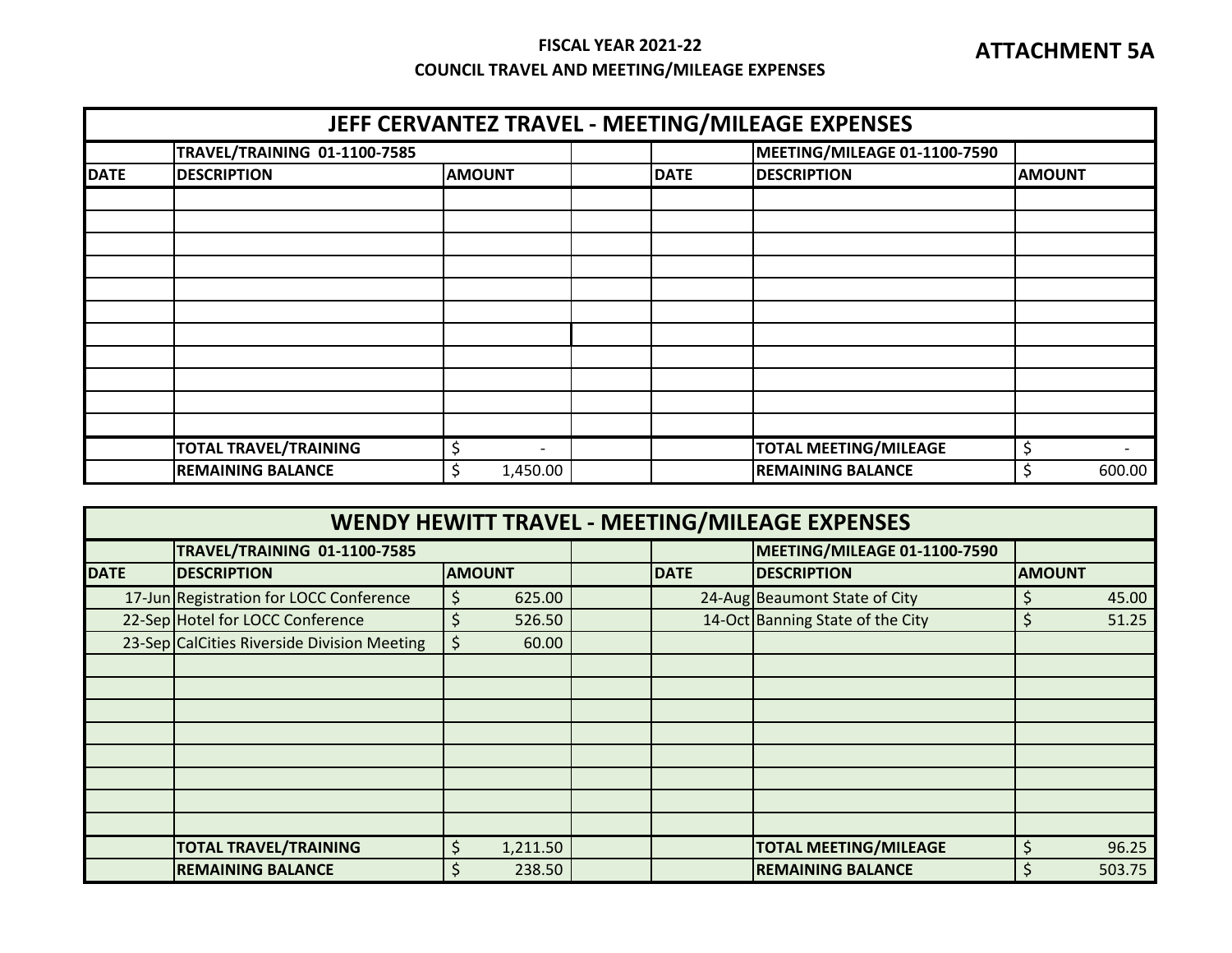**ATTACHMENT 5A**

**FISCAL YEAR 2021-22**
**COUNCIL TRAVEL AND MEETING/MILEAGE EXPENSES**

| JEFF CERVANTEZ TRAVEL - MEETING/MILEAGE EXPENSES | | | | | | |
|---|---|---|---|---|---|---|
| | **TRAVEL/TRAINING 01-1100-7585** | | | | **MEETING/MILEAGE 01-1100-7590** | |
| **DATE** | **DESCRIPTION** | **AMOUNT** | | **DATE** | **DESCRIPTION** | **AMOUNT** |
| | | | | | | |
| | | | | | | |
| | | | | | | |
| | | | | | | |
| | | | | | | |
| | | | | | | |
| | | | | | | |
| | | | | | | |
| | | | | | | |
| | | | | | | |
| | | | | | | |
| | **TOTAL TRAVEL/TRAINING** | $ - | | | **TOTAL MEETING/MILEAGE** | $ - |
| | **REMAINING BALANCE** | $ 1,450.00 | | | **REMAINING BALANCE** | $ 600.00 |

| WENDY HEWITT TRAVEL - MEETING/MILEAGE EXPENSES | | | | | | |
|---|---|---|---|---|---|---|
| | **TRAVEL/TRAINING 01-1100-7585** | | | | **MEETING/MILEAGE 01-1100-7590** | |
| **DATE** | **DESCRIPTION** | **AMOUNT** | | **DATE** | **DESCRIPTION** | **AMOUNT** |
| 17-Jun | Registration for LOCC Conference | $ 625.00 | | 24-Aug | Beaumont State of City | $ 45.00 |
| 22-Sep | Hotel for LOCC Conference | $ 526.50 | | 14-Oct | Banning State of the City | $ 51.25 |
| 23-Sep | CalCities Riverside Division Meeting | $ 60.00 | | | | |
| | | | | | | |
| | | | | | | |
| | | | | | | |
| | | | | | | |
| | | | | | | |
| | | | | | | |
| | | | | | | |
| | | | | | | |
| | **TOTAL TRAVEL/TRAINING** | $ 1,211.50 | | | **TOTAL MEETING/MILEAGE** | $ 96.25 |
| | **REMAINING BALANCE** | $ 238.50 | | | **REMAINING BALANCE** | $ 503.75 |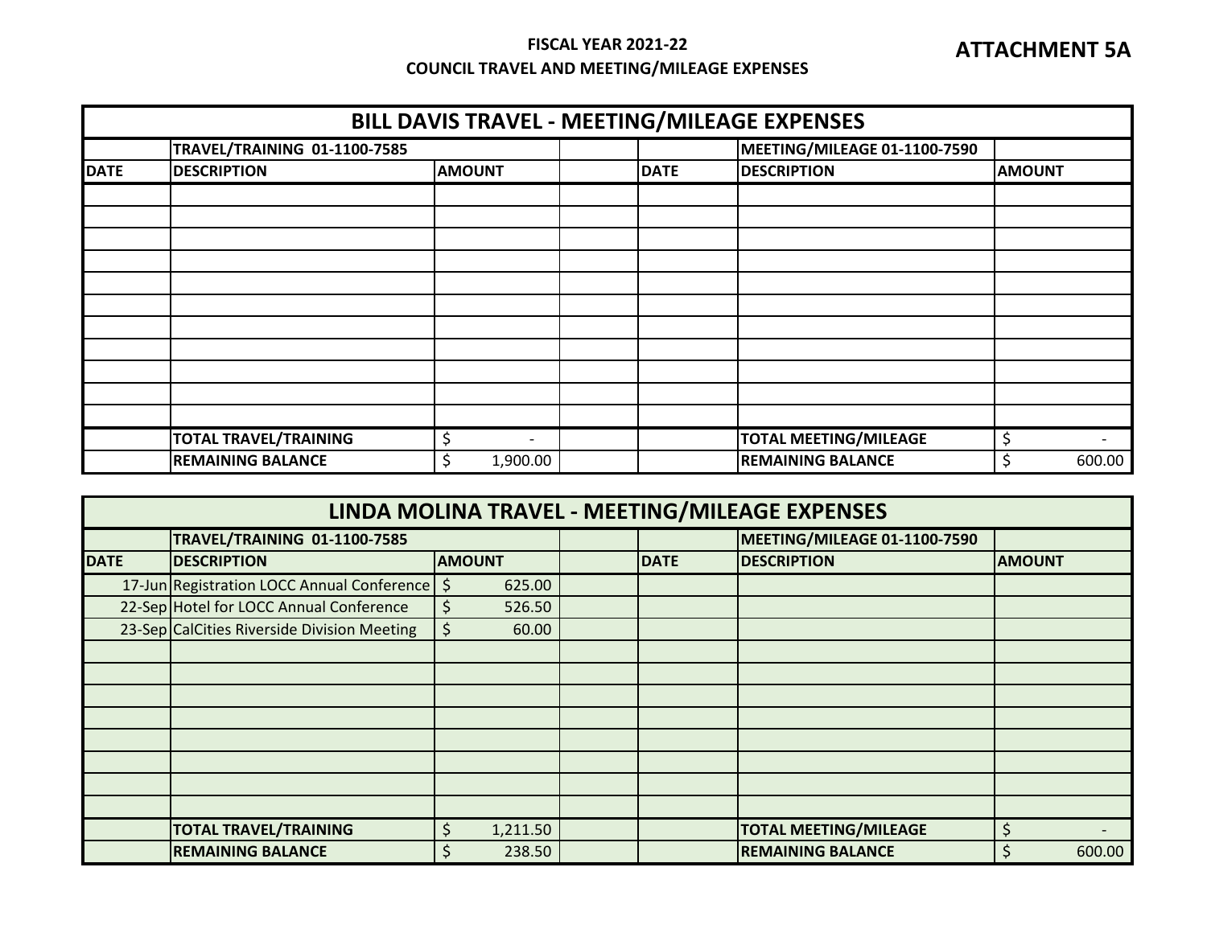**ATTACHMENT 5A**

**FISCAL YEAR 2021-22**
**COUNCIL TRAVEL AND MEETING/MILEAGE EXPENSES**

| BILL DAVIS TRAVEL - MEETING/MILEAGE EXPENSES | | | | | | |
|---|---|---|---|---|---|---|
| | TRAVEL/TRAINING 01-1100-7585 | | | | MEETING/MILEAGE 01-1100-7590 | |
| DATE | DESCRIPTION | AMOUNT | | DATE | DESCRIPTION | AMOUNT |
| | | | | | | |
| | | | | | | |
| | | | | | | |
| | | | | | | |
| | | | | | | |
| | | | | | | |
| | | | | | | |
| | | | | | | |
| | | | | | | |
| | | | | | | |
| | | | | | | |
| | TOTAL TRAVEL/TRAINING | $ - | | | TOTAL MEETING/MILEAGE | $ - |
| | REMAINING BALANCE | $ 1,900.00 | | | REMAINING BALANCE | $ 600.00 |

| LINDA MOLINA TRAVEL - MEETING/MILEAGE EXPENSES | | | | | | |
|---|---|---|---|---|---|---|
| | TRAVEL/TRAINING 01-1100-7585 | | | | MEETING/MILEAGE 01-1100-7590 | |
| DATE | DESCRIPTION | AMOUNT | | DATE | DESCRIPTION | AMOUNT |
| 17-Jun | Registration LOCC Annual Conference | $ 625.00 | | | | |
| 22-Sep | Hotel for LOCC Annual Conference | $ 526.50 | | | | |
| 23-Sep | CalCities Riverside Division Meeting | $ 60.00 | | | | |
| | | | | | | |
| | | | | | | |
| | | | | | | |
| | | | | | | |
| | | | | | | |
| | | | | | | |
| | | | | | | |
| | | | | | | |
| | TOTAL TRAVEL/TRAINING | $ 1,211.50 | | | TOTAL MEETING/MILEAGE | $ - |
| | REMAINING BALANCE | $ 238.50 | | | REMAINING BALANCE | $ 600.00 |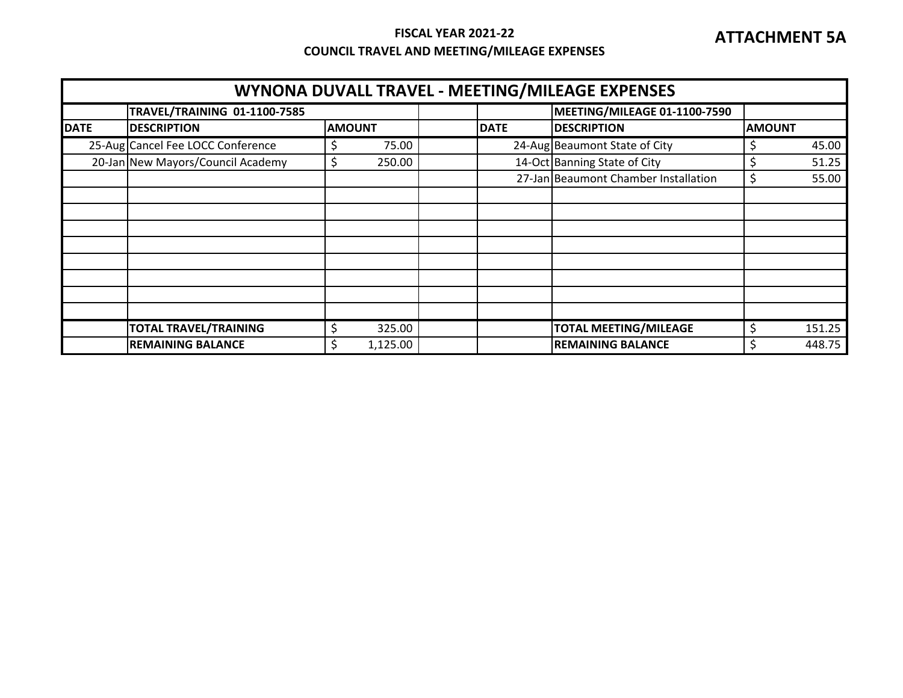**ATTACHMENT 5A**

**FISCAL YEAR 2021-22**
**COUNCIL TRAVEL AND MEETING/MILEAGE EXPENSES**

| WYNONA DUVALL TRAVEL - MEETING/MILEAGE EXPENSES | | | | | | |
|---|---|---|---|---|---|---|
| | **TRAVEL/TRAINING 01-1100-7585** | | | | **MEETING/MILEAGE 01-1100-7590** | |
| **DATE** | **DESCRIPTION** | **AMOUNT** | | **DATE** | **DESCRIPTION** | **AMOUNT** |
| 25-Aug | Cancel Fee LOCC Conference | $ 75.00 | | 24-Aug | Beaumont State of City | $ 45.00 |
| 20-Jan | New Mayors/Council Academy | $ 250.00 | | 14-Oct | Banning State of City | $ 51.25 |
| | | | | 27-Jan | Beaumont Chamber Installation | $ 55.00 |
| | | | | | | |
| | | | | | | |
| | | | | | | |
| | | | | | | |
| | | | | | | |
| | | | | | | |
| | | | | | | |
| | | | | | | |
| | **TOTAL TRAVEL/TRAINING** | $ 325.00 | | | **TOTAL MEETING/MILEAGE** | $ 151.25 |
| | **REMAINING BALANCE** | $ 1,125.00 | | | **REMAINING BALANCE** | $ 448.75 |